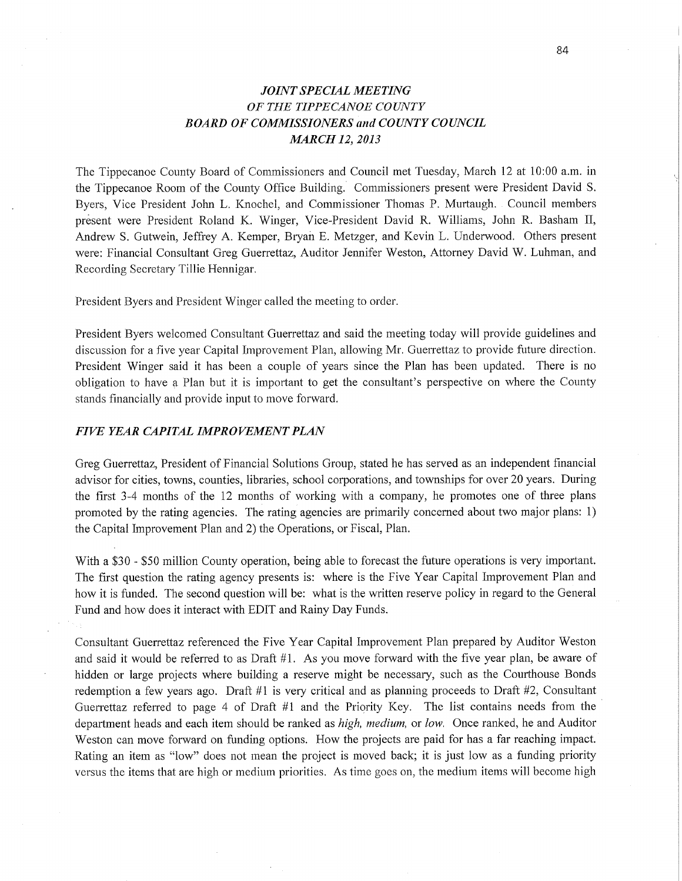# *JOINT SPECIAL MEETING*
## *OF THE TIPPECANOE COUNTY*
## *BOARD OF COMMISSIONERS and COUNTY COUNCIL*
## *MARCH 12, 2013*

The Tippecanoe County Board of Commissioners and Council met Tuesday, March 12 at 10:00 a.m. in the Tippecanoe Room of the County Office Building. Commissioners present were President David S. Byers, Vice President John L. Knochel, and Commissioner Thomas P. Murtaugh. Council members present were President Roland K. Winger, Vice-President David R. Williams, John R. Basham II, Andrew S. Gutwein, Jeffrey A. Kemper, Bryan E. Metzger, and Kevin L. Underwood. Others present were: Financial Consultant Greg Guerrettaz, Auditor Jennifer Weston, Attorney David W. Luhman, and Recording Secretary Tillie Hennigar.

President Byers and President Winger called the meeting to order.

President Byers welcomed Consultant Guerrettaz and said the meeting today will provide guidelines and discussion for a five year Capital Improvement Plan, allowing Mr. Guerrettaz to provide future direction. President Winger said it has been a couple of years since the Plan has been updated. There is no obligation to have a Plan but it is important to get the consultant's perspective on where the County stands financially and provide input to move forward.

### *FIVE YEAR CAPITAL IMPROVEMENT PLAN*

Greg Guerrettaz, President of Financial Solutions Group, stated he has served as an independent financial advisor for cities, towns, counties, libraries, school corporations, and townships for over 20 years. During the first 3-4 months of the 12 months of working with a company, he promotes one of three plans promoted by the rating agencies. The rating agencies are primarily concerned about two major plans: 1) the Capital Improvement Plan and 2) the Operations, or Fiscal, Plan.

With a $30 - $50 million County operation, being able to forecast the future operations is very important. The first question the rating agency presents is: where is the Five Year Capital Improvement Plan and how it is funded. The second question will be: what is the written reserve policy in regard to the General Fund and how does it interact with EDIT and Rainy Day Funds.

Consultant Guerrettaz referenced the Five Year Capital Improvement Plan prepared by Auditor Weston and said it would be referred to as Draft #1. As you move forward with the five year plan, be aware of hidden or large projects where building a reserve might be necessary, such as the Courthouse Bonds redemption a few years ago. Draft #1 is very critical and as planning proceeds to Draft #2, Consultant Guerrettaz referred to page 4 of Draft #1 and the Priority Key. The list contains needs from the department heads and each item should be ranked as *high, medium,* or *low.* Once ranked, he and Auditor Weston can move forward on funding options. How the projects are paid for has a far reaching impact. Rating an item as "low" does not mean the project is moved back; it is just low as a funding priority versus the items that are high or medium priorities. As time goes on, the medium items will become high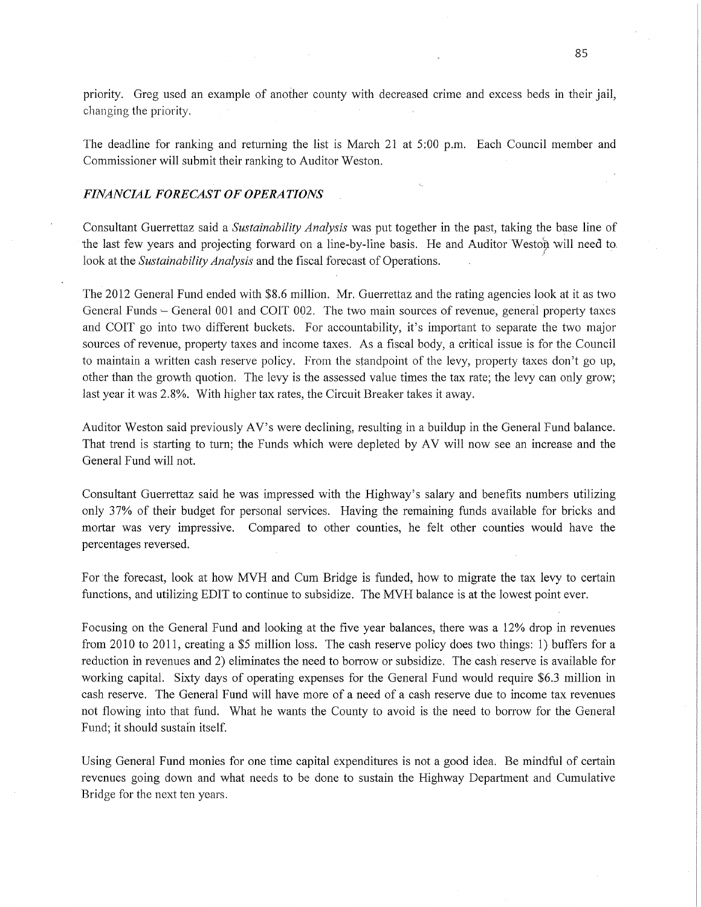priority. Greg used an example of another county with decreased crime and excess beds in their jail, changing the priority.

The deadline for ranking and returning the list is March 21 at 5:00 p.m. Each Council member and Commissioner will submit their ranking to Auditor Weston.

### *FINANCIAL FORECAST OF OPERATIONS*

Consultant Guerrettaz said a *Sustainability Analysis* was put together in the past, taking the base line of the last few years and projecting forward on a line-by-line basis. He and Auditor Weston will need to look at the *Sustainability Analysis* and the fiscal forecast of Operations.

The 2012 General Fund ended with $8.6 million. Mr. Guerrettaz and the rating agencies look at it as two General Funds – General 001 and COIT 002. The two main sources of revenue, general property taxes and COIT go into two different buckets. For accountability, it's important to separate the two major sources of revenue, property taxes and income taxes. As a fiscal body, a critical issue is for the Council to maintain a written cash reserve policy. From the standpoint of the levy, property taxes don't go up, other than the growth quotion. The levy is the assessed value times the tax rate; the levy can only grow; last year it was 2.8%. With higher tax rates, the Circuit Breaker takes it away.

Auditor Weston said previously AV's were declining, resulting in a buildup in the General Fund balance. That trend is starting to turn; the Funds which were depleted by AV will now see an increase and the General Fund will not.

Consultant Guerrettaz said he was impressed with the Highway's salary and benefits numbers utilizing only 37% of their budget for personal services. Having the remaining funds available for bricks and mortar was very impressive. Compared to other counties, he felt other counties would have the percentages reversed.

For the forecast, look at how MVH and Cum Bridge is funded, how to migrate the tax levy to certain functions, and utilizing EDIT to continue to subsidize. The MVH balance is at the lowest point ever.

Focusing on the General Fund and looking at the five year balances, there was a 12% drop in revenues from 2010 to 2011, creating a $5 million loss. The cash reserve policy does two things: 1) buffers for a reduction in revenues and 2) eliminates the need to borrow or subsidize. The cash reserve is available for working capital. Sixty days of operating expenses for the General Fund would require $6.3 million in cash reserve. The General Fund will have more of a need of a cash reserve due to income tax revenues not flowing into that fund. What he wants the County to avoid is the need to borrow for the General Fund; it should sustain itself.

Using General Fund monies for one time capital expenditures is not a good idea. Be mindful of certain revenues going down and what needs to be done to sustain the Highway Department and Cumulative Bridge for the next ten years.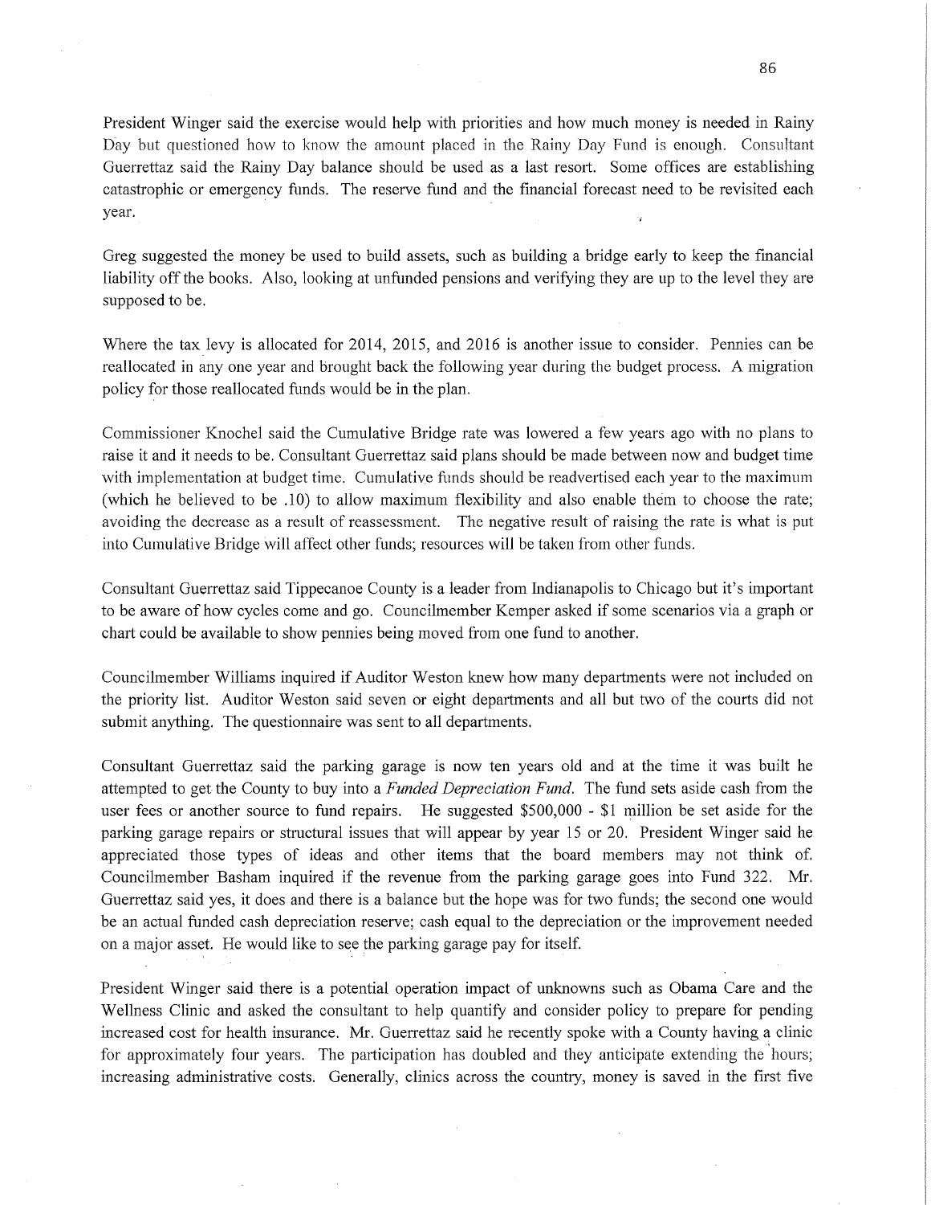President Winger said the exercise would help with priorities and how much money is needed in Rainy Day but questioned how to know the amount placed in the Rainy Day Fund is enough. Consultant Guerrettaz said the Rainy Day balance should be used as a last resort. Some offices are establishing catastrophic or emergency funds. The reserve fund and the financial forecast need to be revisited each year.

Greg suggested the money be used to build assets, such as building a bridge early to keep the financial liability off the books. Also, looking at unfunded pensions and verifying they are up to the level they are supposed to be.

Where the tax levy is allocated for 2014, 2015, and 2016 is another issue to consider. Pennies can be reallocated in any one year and brought back the following year during the budget process. A migration policy for those reallocated funds would be in the plan.

Commissioner Knochel said the Cumulative Bridge rate was lowered a few years ago with no plans to raise it and it needs to be. Consultant Guerrettaz said plans should be made between now and budget time with implementation at budget time. Cumulative funds should be readvertised each year to the maximum (which he believed to be .10) to allow maximum flexibility and also enable them to choose the rate; avoiding the decrease as a result of reassessment. The negative result of raising the rate is what is put into Cumulative Bridge will affect other funds; resources will be taken from other funds.

Consultant Guerrettaz said Tippecanoe County is a leader from Indianapolis to Chicago but it's important to be aware of how cycles come and go. Councilmember Kemper asked if some scenarios via a graph or chart could be available to show pennies being moved from one fund to another.

Councilmember Williams inquired if Auditor Weston knew how many departments were not included on the priority list. Auditor Weston said seven or eight departments and all but two of the courts did not submit anything. The questionnaire was sent to all departments.

Consultant Guerrettaz said the parking garage is now ten years old and at the time it was built he attempted to get the County to buy into a *Funded Depreciation Fund*. The fund sets aside cash from the user fees or another source to fund repairs. He suggested $500,000 - $1 million be set aside for the parking garage repairs or structural issues that will appear by year 15 or 20. President Winger said he appreciated those types of ideas and other items that the board members may not think of. Councilmember Basham inquired if the revenue from the parking garage goes into Fund 322. Mr. Guerrettaz said yes, it does and there is a balance but the hope was for two funds; the second one would be an actual funded cash depreciation reserve; cash equal to the depreciation or the improvement needed on a major asset. He would like to see the parking garage pay for itself.

President Winger said there is a potential operation impact of unknowns such as Obama Care and the Wellness Clinic and asked the consultant to help quantify and consider policy to prepare for pending increased cost for health insurance. Mr. Guerrettaz said he recently spoke with a County having a clinic for approximately four years. The participation has doubled and they anticipate extending the hours; increasing administrative costs. Generally, clinics across the country, money is saved in the first five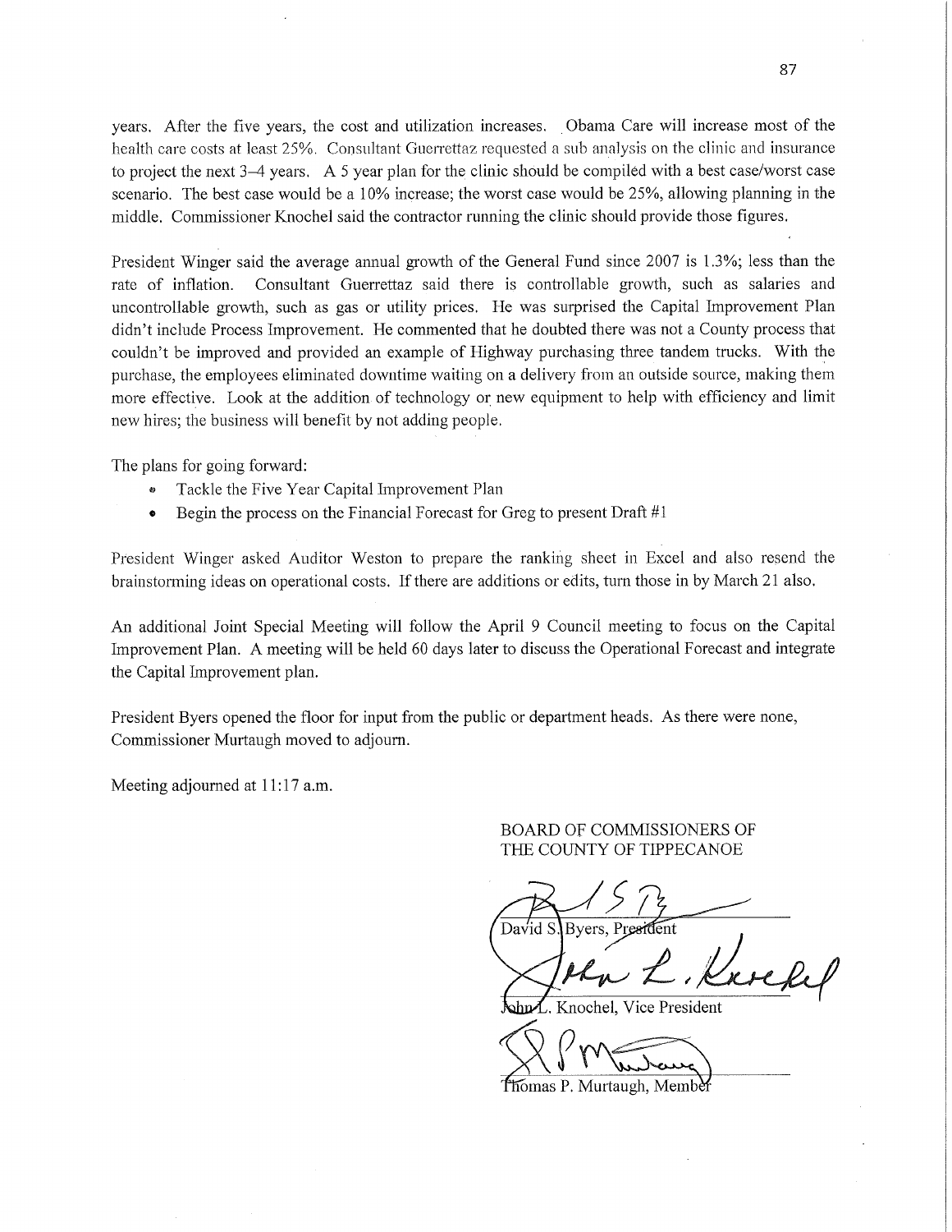years. After the five years, the cost and utilization increases. Obama Care will increase most of the health care costs at least 25%. Consultant Guerrettaz requested a sub analysis on the clinic and insurance to project the next 3–4 years. A 5 year plan for the clinic should be compiled with a best case/worst case scenario. The best case would be a 10% increase; the worst case would be 25%, allowing planning in the middle. Commissioner Knochel said the contractor running the clinic should provide those figures.

President Winger said the average annual growth of the General Fund since 2007 is 1.3%; less than the rate of inflation. Consultant Guerrettaz said there is controllable growth, such as salaries and uncontrollable growth, such as gas or utility prices. He was surprised the Capital Improvement Plan didn't include Process Improvement. He commented that he doubted there was not a County process that couldn't be improved and provided an example of Highway purchasing three tandem trucks. With the purchase, the employees eliminated downtime waiting on a delivery from an outside source, making them more effective. Look at the addition of technology or new equipment to help with efficiency and limit new hires; the business will benefit by not adding people.

The plans for going forward:

- Tackle the Five Year Capital Improvement Plan
- Begin the process on the Financial Forecast for Greg to present Draft #1

President Winger asked Auditor Weston to prepare the ranking sheet in Excel and also resend the brainstorming ideas on operational costs. If there are additions or edits, turn those in by March 21 also.

An additional Joint Special Meeting will follow the April 9 Council meeting to focus on the Capital Improvement Plan. A meeting will be held 60 days later to discuss the Operational Forecast and integrate the Capital Improvement plan.

President Byers opened the floor for input from the public or department heads. As there were none, Commissioner Murtaugh moved to adjourn.

Meeting adjourned at 11:17 a.m.

BOARD OF COMMISSIONERS OF
THE COUNTY OF TIPPECANOE

David S. Byers, President

John L. Knochel, Vice President

Thomas P. Murtaugh, Member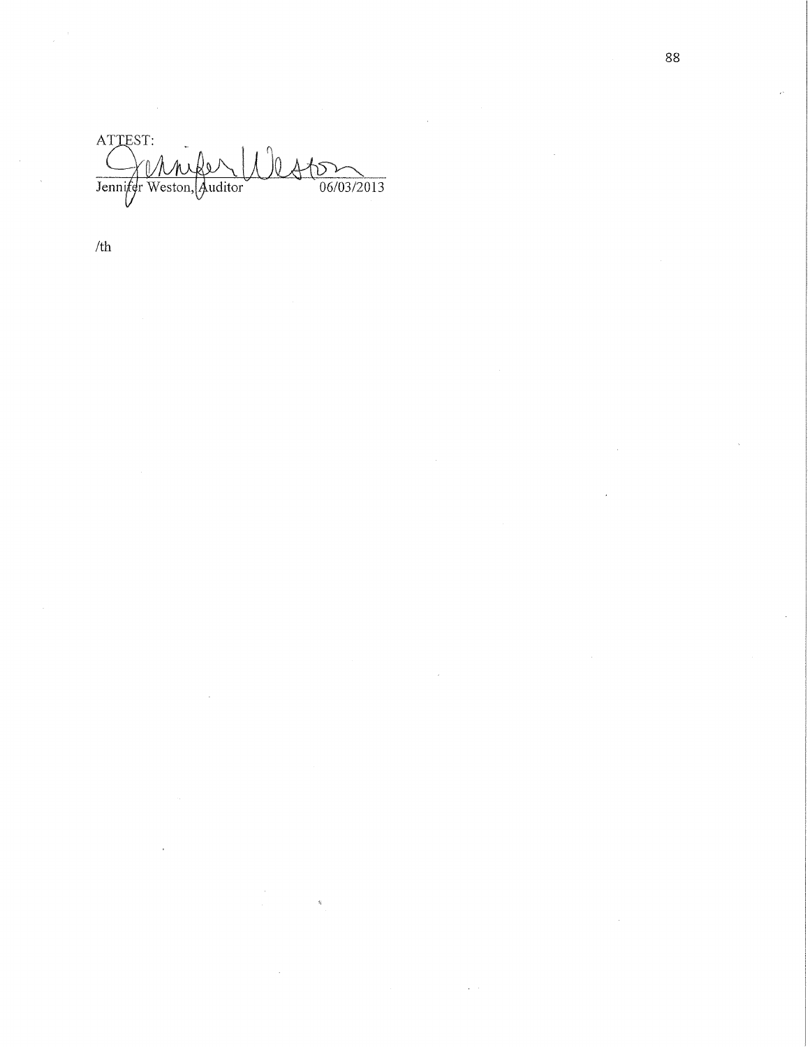ATTEST:

Jennifer Weston, Auditor 06/03/2013

/th